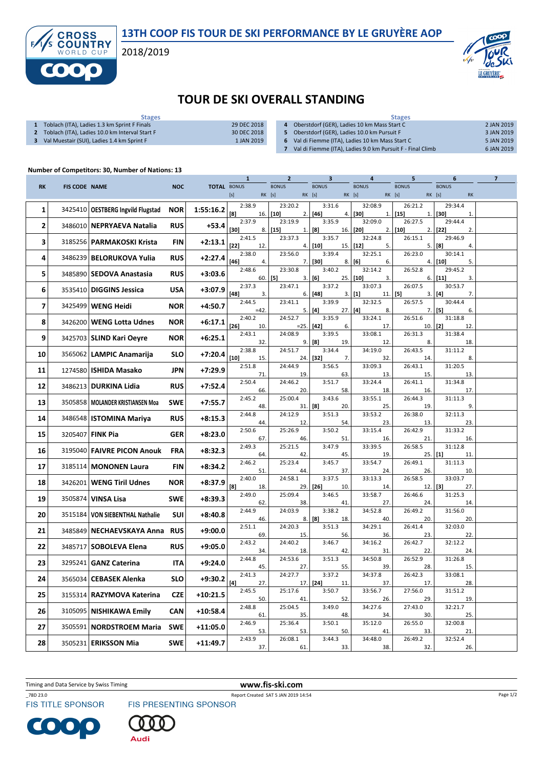13TH COOP FIS TOUR DE SKI PERFORMANCE BY LE GRUYÈRE AOP

2018/2019

# TOUR DE SKI OVERALL STANDING

| | Stages | |
|---|---|---|
| 1 | Toblach (ITA), Ladies 1.3 km Sprint F Finals | 29 DEC 2018 |
| 2 | Toblach (ITA), Ladies 10.0 km Interval Start F | 30 DEC 2018 |
| 3 | Val Muestair (SUI), Ladies 1.4 km Sprint F | 1 JAN 2019 |
| 4 | Oberstdorf (GER), Ladies 10 km Mass Start C | 2 JAN 2019 |
| 5 | Oberstdorf (GER), Ladies 10.0 km Pursuit F | 3 JAN 2019 |
| 6 | Val di Fiemme (ITA), Ladies 10 km Mass Start C | 5 JAN 2019 |
| 7 | Val di Fiemme (ITA), Ladies 9.0 km Pursuit F - Final Climb | 6 JAN 2019 |

**Number of Competitors: 30, Number of Nations: 13**

| RK | FIS CODE | NAME | NOC | TOTAL | 1 BONUS [s] | 1 RK | 2 BONUS [s] | 2 RK | 3 BONUS [s] | 3 RK | 4 BONUS [s] | 4 RK | 5 BONUS [s] | 5 RK | 6 BONUS [s] | 6 RK | 7 |
|---|---|---|---|---|---|---|---|---|---|---|---|---|---|---|---|---|---|
| 1 | 3425410 | OESTBERG Ingvild Flugstad | NOR | 1:55:16.2 | 2:38.9 [8] | 16. | 23:20.2 [10] | 2. | 3:31.6 [46] | 4. | 32:08.9 [30] | 1. | 26:21.2 [15] | 1. | 29:34.4 [30] | 1. | |
| 2 | 3486010 | NEPRYAEVA Natalia | RUS | +53.4 | 2:37.9 [30] | 8. | 23:19.9 [15] | 1. | 3:35.9 [8] | 16. | 32:09.0 [20] | 2. | 26:27.5 [10] | 2. | 29:44.4 [22] | 2. | |
| 3 | 3185256 | PARMAKOSKI Krista | FIN | +2:13.1 | 2:41.5 [22] | 12. | 23:37.3 | 4. | 3:35.7 [10] | 15. | 32:24.8 [12] | 5. | 26:15.1 | 5. | 29:46.9 [8] | 4. | |
| 4 | 3486239 | BELORUKOVA Yulia | RUS | +2:27.4 | 2:38.0 [46] | 4. | 23:56.0 | 7. | 3:39.4 [30] | 8. | 32:25.1 [6] | 6. | 26:23.0 | 4. | 30:14.1 [10] | 5. | |
| 5 | 3485890 | SEDOVA Anastasia | RUS | +3:03.6 | 2:48.6 | 60. | 23:30.8 [5] | 3. | 3:40.2 [6] | 25. | 32:14.2 [10] | 3. | 26:52.8 | 6. | 29:45.2 [11] | 3. | |
| 6 | 3535410 | DIGGINS Jessica | USA | +3:07.9 | 2:37.3 [48] | 3. | 23:47.1 | 6. | 3:37.2 [48] | 3. | 33:07.3 [1] | 11. | 26:07.5 [5] | 3. | 30:53.7 [4] | 7. | |
| 7 | 3425499 | WENG Heidi | NOR | +4:50.7 | 2:44.5 | =42. | 23:41.1 | 5. | 3:39.9 [4] | 27. | 32:32.5 [4] | 8. | 26:57.5 | 7. | 30:44.4 [5] | 6. | |
| 8 | 3426200 | WENG Lotta Udnes | NOR | +6:17.1 | 2:40.2 [26] | 10. | 24:52.7 | =25. | 3:35.9 [42] | 6. | 33:24.1 | 17. | 26:51.6 | 10. | 31:18.8 [2] | 12. | |
| 9 | 3425703 | SLIND Kari Oeyre | NOR | +6:25.1 | 2:43.1 | 32. | 24:08.9 | 9. | 3:39.5 [8] | 19. | 33:08.1 | 12. | 26:31.3 | 8. | 31:38.4 | 18. | |
| 10 | 3565062 | LAMPIC Anamarija | SLO | +7:20.4 | 2:38.8 [10] | 15. | 24:51.7 | 24. | 3:34.4 [32] | 7. | 34:19.0 | 32. | 26:43.5 | 14. | 31:11.2 | 8. | |
| 11 | 1274580 | ISHIDA Masako | JPN | +7:29.9 | 2:51.8 | 71. | 24:44.9 | 19. | 3:56.5 | 63. | 33:09.3 | 13. | 26:43.1 | 15. | 31:20.5 | 13. | |
| 12 | 3486213 | DURKINA Lidia | RUS | +7:52.4 | 2:50.4 | 66. | 24:46.2 | 20. | 3:51.7 | 58. | 33:24.4 | 18. | 26:41.1 | 16. | 31:34.8 | 17. | |
| 13 | 3505858 | MOLANDER KRISTIANSEN Moa | SWE | +7:55.7 | 2:45.2 | 48. | 25:00.4 | 31. | 3:43.6 [8] | 20. | 33:55.1 | 25. | 26:44.3 | 19. | 31:11.3 | 9. | |
| 14 | 3486548 | ISTOMINA Mariya | RUS | +8:15.3 | 2:44.8 | 44. | 24:12.9 | 12. | 3:51.3 | 54. | 33:53.2 | 23. | 26:38.0 | 13. | 32:11.3 | 23. | |
| 15 | 3205407 | FINK Pia | GER | +8:23.0 | 2:50.6 | 67. | 25:26.9 | 46. | 3:50.2 | 51. | 33:15.4 | 16. | 26:42.9 | 21. | 31:33.2 | 16. | |
| 16 | 3195040 | FAIVRE PICON Anouk | FRA | +8:32.3 | 2:49.3 | 64. | 25:21.5 | 42. | 3:47.9 | 45. | 33:39.5 | 19. | 26:58.5 | 25. | 31:12.8 [1] | 11. | |
| 17 | 3185114 | MONONEN Laura | FIN | +8:34.2 | 2:46.2 | 51. | 25:23.4 | 44. | 3:45.7 | 37. | 33:54.7 | 24. | 26:49.1 | 26. | 31:11.3 | 10. | |
| 18 | 3426201 | WENG Tiril Udnes | NOR | +8:37.9 | 2:40.0 [8] | 18. | 24:58.1 | 29. | 3:37.5 [26] | 10. | 33:13.3 | 14. | 26:58.5 | 12. | 33:03.7 [3] | 27. | |
| 19 | 3505874 | VINSA Lisa | SWE | +8:39.3 | 2:49.0 | 62. | 25:09.4 | 38. | 3:46.5 | 41. | 33:58.7 | 27. | 26:46.6 | 24. | 31:25.3 | 14. | |
| 20 | 3515184 | VON SIEBENTHAL Nathalie | SUI | +8:40.8 | 2:44.9 | 46. | 24:03.9 | 8. | 3:38.2 | 18. | 34:52.8 | 40. | 26:49.2 | 20. | 31:56.0 | 20. | |
| 21 | 3485849 | NECHAEVSKAYA Anna | RUS | +9:00.0 | 2:51.1 | 69. | 24:20.3 | 15. | 3:51.3 | 56. | 34:29.1 | 36. | 26:41.4 | 23. | 32:03.0 | 22. | |
| 22 | 3485717 | SOBOLEVA Elena | RUS | +9:05.0 | 2:43.2 | 34. | 24:40.2 | 18. | 3:46.7 | 42. | 34:16.2 | 31. | 26:42.7 | 22. | 32:12.2 | 24. | |
| 23 | 3295241 | GANZ Caterina | ITA | +9:24.0 | 2:44.8 | 45. | 24:53.6 | 27. | 3:51.3 | 55. | 34:50.8 | 39. | 26:52.9 | 28. | 31:26.8 | 15. | |
| 24 | 3565034 | CEBASEK Alenka | SLO | +9:30.2 | 2:41.3 [4] | 27. | 24:27.7 | 17. | 3:37.2 [24] | 11. | 34:37.8 | 37. | 26:42.3 | 17. | 33:08.1 | 28. | |
| 25 | 3155314 | RAZYMOVA Katerina | CZE | +10:21.5 | 2:45.5 | 50. | 25:17.6 | 41. | 3:50.7 | 52. | 33:56.7 | 26. | 27:56.0 | 29. | 31:51.2 | 19. | |
| 26 | 3105095 | NISHIKAWA Emily | CAN | +10:58.4 | 2:48.8 | 61. | 25:04.5 | 35. | 3:49.0 | 48. | 34:27.6 | 34. | 27:43.0 | 30. | 32:21.7 | 25. | |
| 27 | 3505591 | NORDSTROEM Maria | SWE | +11:05.0 | 2:46.9 | 53. | 25:36.4 | 53. | 3:50.1 | 50. | 35:12.0 | 41. | 26:55.0 | 33. | 32:00.8 | 21. | |
| 28 | 3505231 | ERIKSSON Mia | SWE | +11:49.7 | 2:43.9 | 37. | 26:08.1 | 61. | 3:44.3 | 33. | 34:48.0 | 38. | 26:49.2 | 32. | 32:52.4 | 26. | |

Timing and Data Service by Swiss Timing

www.fis-ski.com

_78D 23.0 Report Created SAT 5 JAN 2019 14:54

FIS TITLE SPONSOR FIS PRESENTING SPONSOR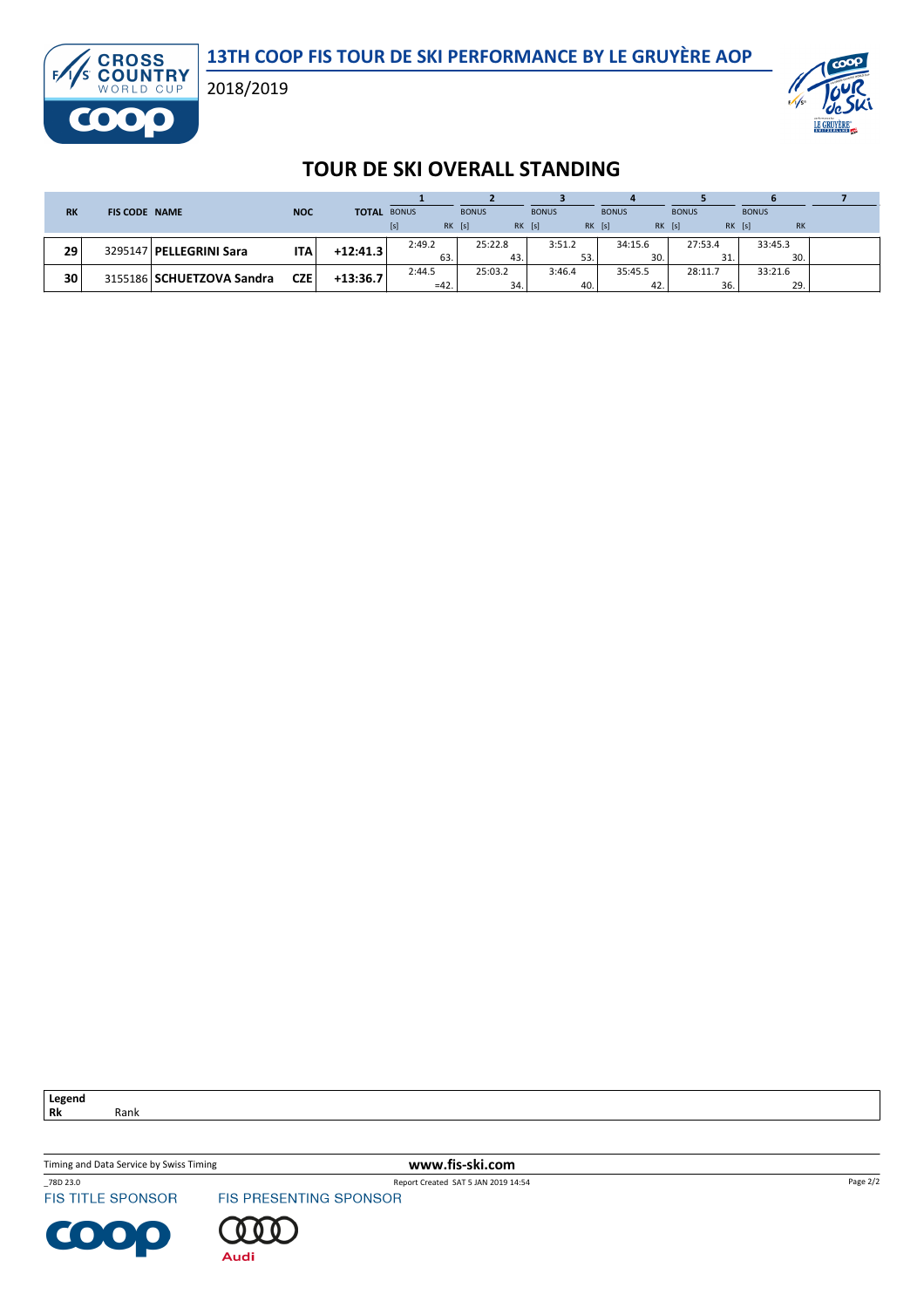## TOUR DE SKI OVERALL STANDING

| RK | FIS CODE | NAME | NOC | TOTAL | 1 BONUS [s] | RK | 2 BONUS [s] | RK | 3 BONUS [s] | RK | 4 BONUS [s] | RK | 5 BONUS [s] | RK | 6 BONUS [s] | RK | 7 |
|---|---|---|---|---|---|---|---|---|---|---|---|---|---|---|---|---|---|
| 29 | 3295147 | **PELLEGRINI Sara** | ITA | +12:41.3 | 2:49.2 | 63. | 25:22.8 | 43. | 3:51.2 | 53. | 34:15.6 | 30. | 27:53.4 | 31. | 33:45.3 | 30. | |
| 30 | 3155186 | **SCHUETZOVA Sandra** | CZE | +13:36.7 | 2:44.5 | =42. | 25:03.2 | 34. | 3:46.4 | 40. | 35:45.5 | 42. | 28:11.7 | 36. | 33:21.6 | 29. | |

**Legend**
**Rk** Rank

Timing and Data Service by Swiss Timing

**www.fis-ski.com**

_78D 23.0

Report Created SAT 5 JAN 2019 14:54

FIS TITLE SPONSOR

FIS PRESENTING SPONSOR